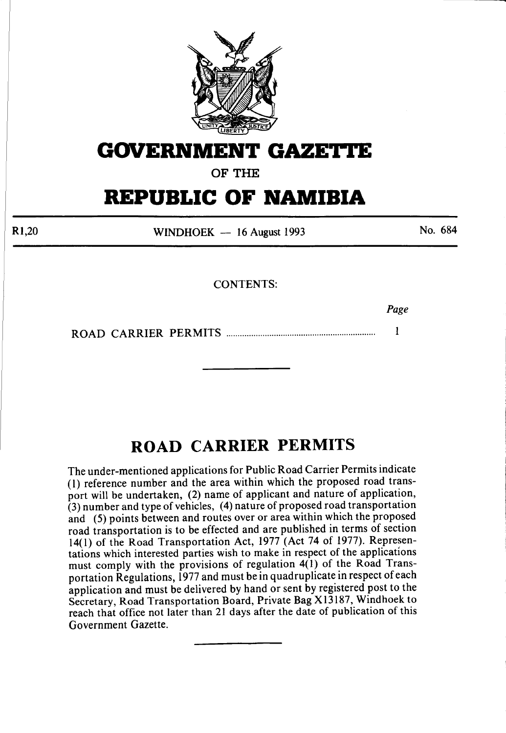# GOVERNMENT GAZETTE

OF THE

# REPUBLIC OF NAMIBIA

R1,20 WINDHOEK — 16 August 1993 No. 684

CONTENTS:

| | Page |
|---|---|
| ROAD CARRIER PERMITS | 1 |

---

## ROAD CARRIER PERMITS

The under-mentioned applications for Public Road Carrier Permits indicate (1) reference number and the area within which the proposed road transport will be undertaken, (2) name of applicant and nature of application, (3) number and type of vehicles, (4) nature of proposed road transportation and (5) points between and routes over or area within which the proposed road transportation is to be effected and are published in terms of section 14(1) of the Road Transportation Act, 1977 (Act 74 of 1977). Representations which interested parties wish to make in respect of the applications must comply with the provisions of regulation 4(1) of the Road Transportation Regulations, 1977 and must be in quadruplicate in respect of each application and must be delivered by hand or sent by registered post to the Secretary, Road Transportation Board, Private Bag X13187, Windhoek to reach that office not later than 21 days after the date of publication of this Government Gazette.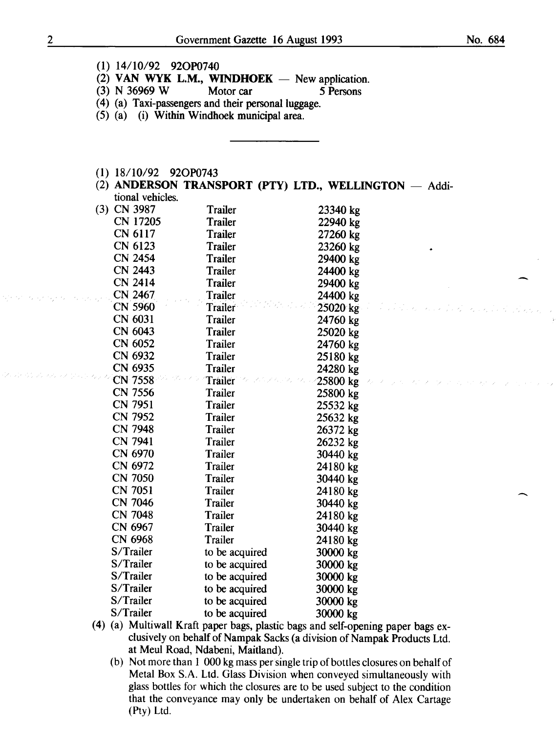(1) 14/10/92 92OP0740
(2) **VAN WYK L.M., WINDHOEK** — New application.
(3) N 36969 W Motor car 5 Persons
(4) (a) Taxi-passengers and their personal luggage.
(5) (a) (i) Within Windhoek municipal area.

---

(1) 18/10/92 92OP0743
(2) **ANDERSON TRANSPORT (PTY) LTD., WELLINGTON** — Additional vehicles.
(3)

| | | |
|---|---|---|
| CN 3987 | Trailer | 23340 kg |
| CN 17205 | Trailer | 22940 kg |
| CN 6117 | Trailer | 27260 kg |
| CN 6123 | Trailer | 23260 kg |
| CN 2454 | Trailer | 29400 kg |
| CN 2443 | Trailer | 24400 kg |
| CN 2414 | Trailer | 29400 kg |
| CN 2467 | Trailer | 24400 kg |
| CN 5960 | Trailer | 25020 kg |
| CN 6031 | Trailer | 24760 kg |
| CN 6043 | Trailer | 25020 kg |
| CN 6052 | Trailer | 24760 kg |
| CN 6932 | Trailer | 25180 kg |
| CN 6935 | Trailer | 24280 kg |
| CN 7558 | Trailer | 25800 kg |
| CN 7556 | Trailer | 25800 kg |
| CN 7951 | Trailer | 25532 kg |
| CN 7952 | Trailer | 25632 kg |
| CN 7948 | Trailer | 26372 kg |
| CN 7941 | Trailer | 26232 kg |
| CN 6970 | Trailer | 30440 kg |
| CN 6972 | Trailer | 24180 kg |
| CN 7050 | Trailer | 30440 kg |
| CN 7051 | Trailer | 24180 kg |
| CN 7046 | Trailer | 30440 kg |
| CN 7048 | Trailer | 24180 kg |
| CN 6967 | Trailer | 30440 kg |
| CN 6968 | Trailer | 24180 kg |
| S/Trailer | to be acquired | 30000 kg |
| S/Trailer | to be acquired | 30000 kg |
| S/Trailer | to be acquired | 30000 kg |
| S/Trailer | to be acquired | 30000 kg |
| S/Trailer | to be acquired | 30000 kg |
| S/Trailer | to be acquired | 30000 kg |

(4) (a) Multiwall Kraft paper bags, plastic bags and self-opening paper bags exclusively on behalf of Nampak Sacks (a division of Nampak Products Ltd. at Meul Road, Ndabeni, Maitland).

(b) Not more than 1 000 kg mass per single trip of bottles closures on behalf of Metal Box S.A. Ltd. Glass Division when conveyed simultaneously with glass bottles for which the closures are to be used subject to the condition that the conveyance may only be undertaken on behalf of Alex Cartage (Pty) Ltd.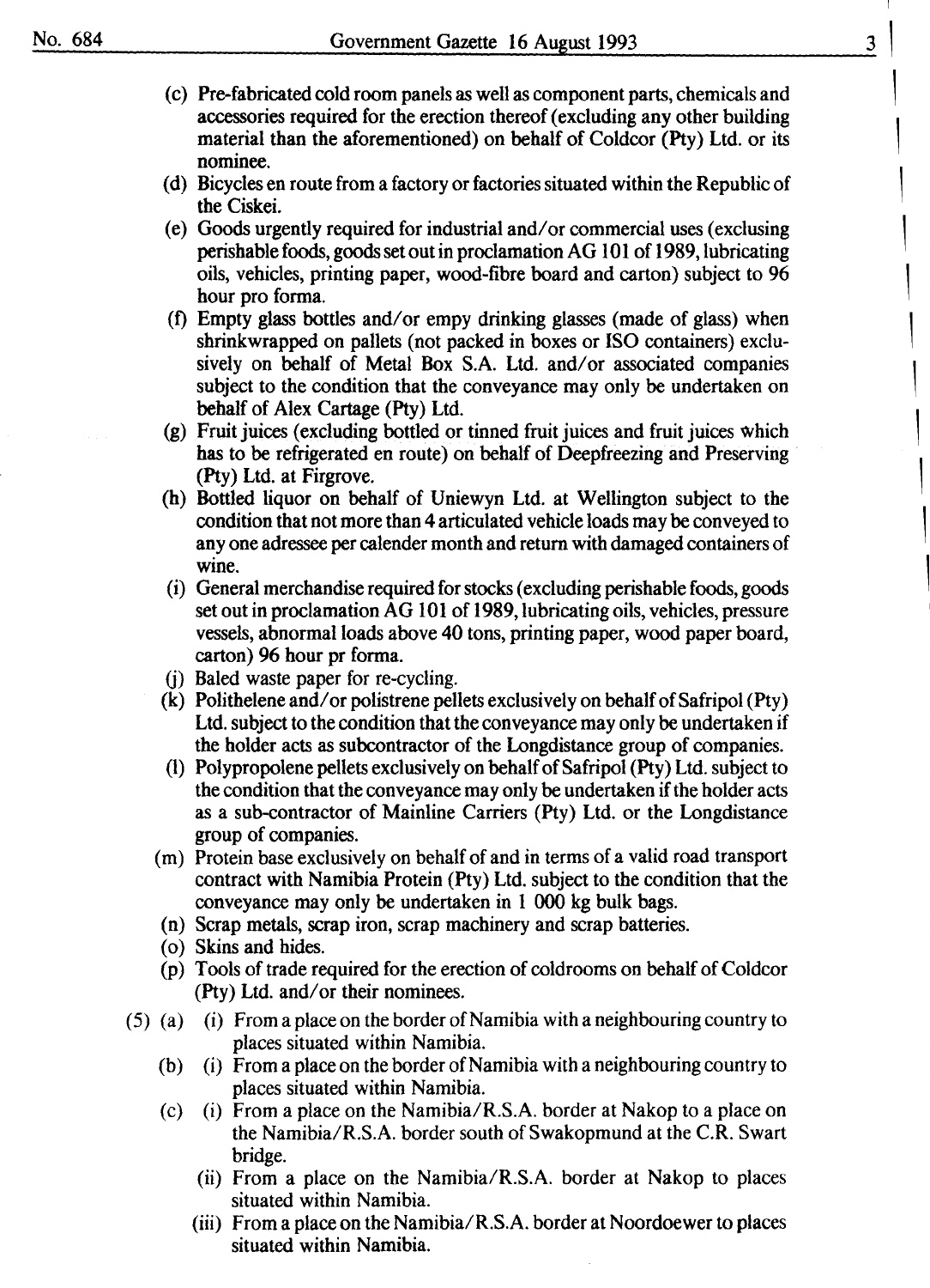(c) Pre-fabricated cold room panels as well as component parts, chemicals and accessories required for the erection thereof (excluding any other building material than the aforementioned) on behalf of Coldcor (Pty) Ltd. or its nominee.

(d) Bicycles en route from a factory or factories situated within the Republic of the Ciskei.

(e) Goods urgently required for industrial and/or commercial uses (exclusing perishable foods, goods set out in proclamation AG 101 of 1989, lubricating oils, vehicles, printing paper, wood-fibre board and carton) subject to 96 hour pro forma.

(f) Empty glass bottles and/or empy drinking glasses (made of glass) when shrinkwrapped on pallets (not packed in boxes or ISO containers) exclusively on behalf of Metal Box S.A. Ltd. and/or associated companies subject to the condition that the conveyance may only be undertaken on behalf of Alex Cartage (Pty) Ltd.

(g) Fruit juices (excluding bottled or tinned fruit juices and fruit juices which has to be refrigerated en route) on behalf of Deepfreezing and Preserving (Pty) Ltd. at Firgrove.

(h) Bottled liquor on behalf of Uniewyn Ltd. at Wellington subject to the condition that not more than 4 articulated vehicle loads may be conveyed to any one adressee per calender month and return with damaged containers of wine.

(i) General merchandise required for stocks (excluding perishable foods, goods set out in proclamation AG 101 of 1989, lubricating oils, vehicles, pressure vessels, abnormal loads above 40 tons, printing paper, wood paper board, carton) 96 hour pr forma.

(j) Baled waste paper for re-cycling.

(k) Polithelene and/or polistrene pellets exclusively on behalf of Safripol (Pty) Ltd. subject to the condition that the conveyance may only be undertaken if the holder acts as subcontractor of the Longdistance group of companies.

(l) Polypropolene pellets exclusively on behalf of Safripol (Pty) Ltd. subject to the condition that the conveyance may only be undertaken if the holder acts as a sub-contractor of Mainline Carriers (Pty) Ltd. or the Longdistance group of companies.

(m) Protein base exclusively on behalf of and in terms of a valid road transport contract with Namibia Protein (Pty) Ltd. subject to the condition that the conveyance may only be undertaken in 1 000 kg bulk bags.

(n) Scrap metals, scrap iron, scrap machinery and scrap batteries.

(o) Skins and hides.

(p) Tools of trade required for the erection of coldrooms on behalf of Coldcor (Pty) Ltd. and/or their nominees.

(5) (a) (i) From a place on the border of Namibia with a neighbouring country to places situated within Namibia.

(b) (i) From a place on the border of Namibia with a neighbouring country to places situated within Namibia.

(c) (i) From a place on the Namibia/R.S.A. border at Nakop to a place on the Namibia/R.S.A. border south of Swakopmund at the C.R. Swart bridge.

(ii) From a place on the Namibia/R.S.A. border at Nakop to places situated within Namibia.

(iii) From a place on the Namibia/R.S.A. border at Noordoewer to places situated within Namibia.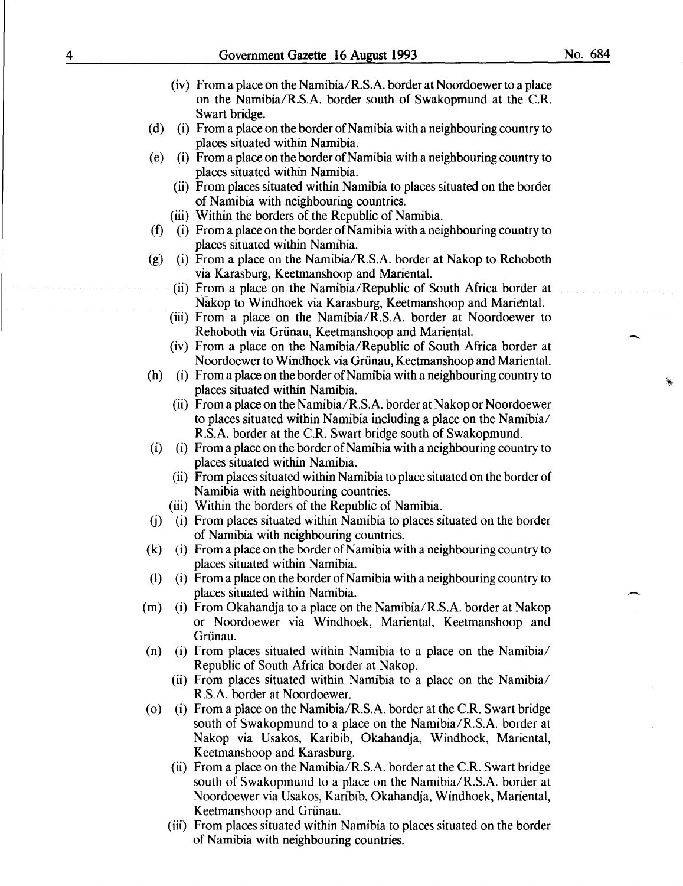(iv) From a place on the Namibia/R.S.A. border at Noordoewer to a place on the Namibia/R.S.A. border south of Swakopmund at the C.R. Swart bridge.

(d) (i) From a place on the border of Namibia with a neighbouring country to places situated within Namibia.

(e) (i) From a place on the border of Namibia with a neighbouring country to places situated within Namibia.

(ii) From places situated within Namibia to places situated on the border of Namibia with neighbouring countries.

(iii) Within the borders of the Republic of Namibia.

(f) (i) From a place on the border of Namibia with a neighbouring country to places situated within Namibia.

(g) (i) From a place on the Namibia/R.S.A. border at Nakop to Rehoboth via Karasburg, Keetmanshoop and Mariental.

(ii) From a place on the Namibia/Republic of South Africa border at Nakop to Windhoek via Karasburg, Keetmanshoop and Mariental.

(iii) From a place on the Namibia/R.S.A. border at Noordoewer to Rehoboth via Grünau, Keetmanshoop and Mariental.

(iv) From a place on the Namibia/Republic of South Africa border at Noordoewer to Windhoek via Grünau, Keetmanshoop and Mariental.

(h) (i) From a place on the border of Namibia with a neighbouring country to places situated within Namibia.

(ii) From a place on the Namibia/R.S.A. border at Nakop or Noordoewer to places situated within Namibia including a place on the Namibia/R.S.A. border at the C.R. Swart bridge south of Swakopmund.

(i) (i) From a place on the border of Namibia with a neighbouring country to places situated within Namibia.

(ii) From places situated within Namibia to place situated on the border of Namibia with neighbouring countries.

(iii) Within the borders of the Republic of Namibia.

(j) (i) From places situated within Namibia to places situated on the border of Namibia with neighbouring countries.

(k) (i) From a place on the border of Namibia with a neighbouring country to places situated within Namibia.

(l) (i) From a place on the border of Namibia with a neighbouring country to places situated within Namibia.

(m) (i) From Okahandja to a place on the Namibia/R.S.A. border at Nakop or Noordoewer via Windhoek, Mariental, Keetmanshoop and Grünau.

(n) (i) From places situated within Namibia to a place on the Namibia/Republic of South Africa border at Nakop.

(ii) From places situated within Namibia to a place on the Namibia/R.S.A. border at Noordoewer.

(o) (i) From a place on the Namibia/R.S.A. border at the C.R. Swart bridge south of Swakopmund to a place on the Namibia/R.S.A. border at Nakop via Usakos, Karibib, Okahandja, Windhoek, Mariental, Keetmanshoop and Karasburg.

(ii) From a place on the Namibia/R.S.A. border at the C.R. Swart bridge south of Swakopmund to a place on the Namibia/R.S.A. border at Noordoewer via Usakos, Karibib, Okahandja, Windhoek, Mariental, Keetmanshoop and Grünau.

(iii) From places situated within Namibia to places situated on the border of Namibia with neighbouring countries.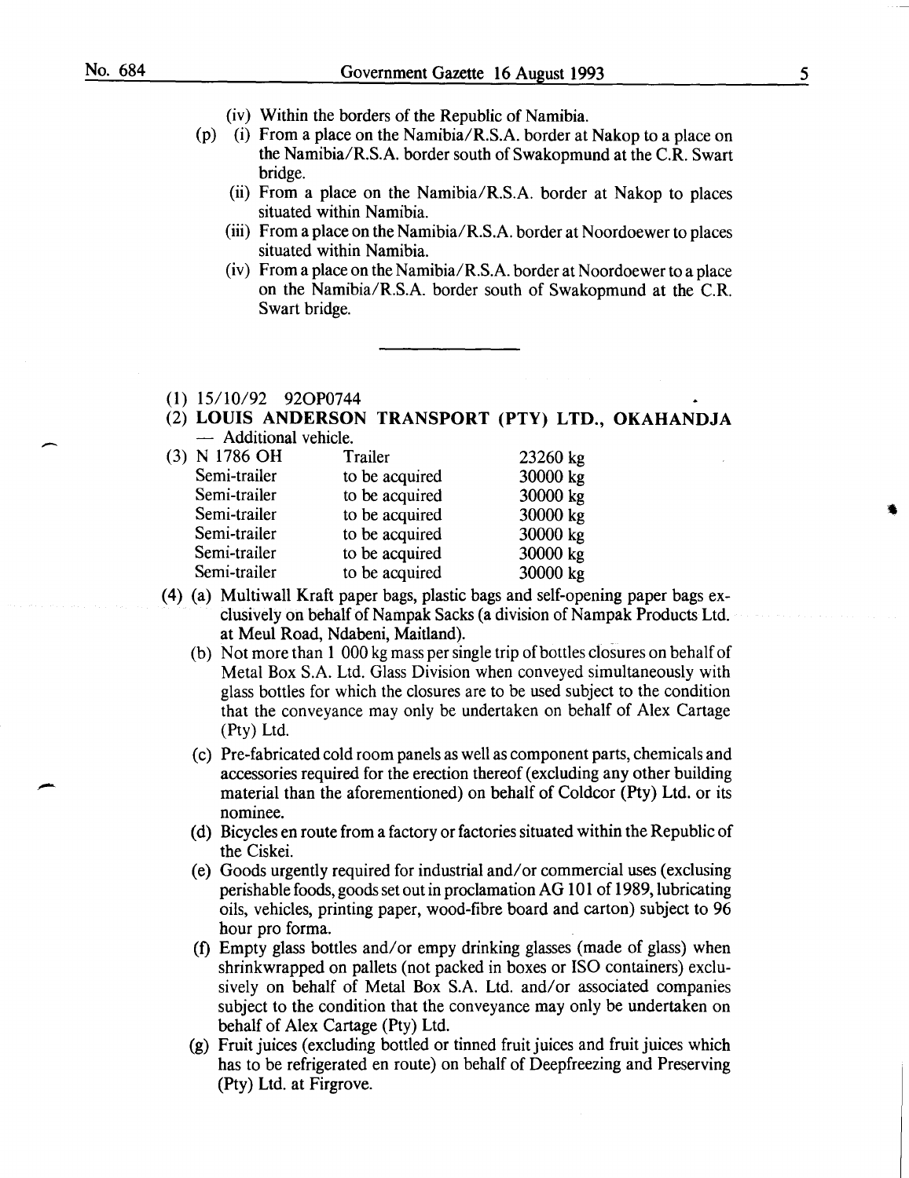(iv) Within the borders of the Republic of Namibia.

(p) (i) From a place on the Namibia/R.S.A. border at Nakop to a place on the Namibia/R.S.A. border south of Swakopmund at the C.R. Swart bridge.

(ii) From a place on the Namibia/R.S.A. border at Nakop to places situated within Namibia.

(iii) From a place on the Namibia/R.S.A. border at Noordoewer to places situated within Namibia.

(iv) From a place on the Namibia/R.S.A. border at Noordoewer to a place on the Namibia/R.S.A. border south of Swakopmund at the C.R. Swart bridge.

---

(1) 15/10/92 92OP0744

(2) **LOUIS ANDERSON TRANSPORT (PTY) LTD., OKAHANDJA** — Additional vehicle.

(3)

| | | |
|---|---|---|
| N 1786 OH | Trailer | 23260 kg |
| Semi-trailer | to be acquired | 30000 kg |
| Semi-trailer | to be acquired | 30000 kg |
| Semi-trailer | to be acquired | 30000 kg |
| Semi-trailer | to be acquired | 30000 kg |
| Semi-trailer | to be acquired | 30000 kg |
| Semi-trailer | to be acquired | 30000 kg |

(4) (a) Multiwall Kraft paper bags, plastic bags and self-opening paper bags exclusively on behalf of Nampak Sacks (a division of Nampak Products Ltd. at Meul Road, Ndabeni, Maitland).

(b) Not more than 1 000 kg mass per single trip of bottles closures on behalf of Metal Box S.A. Ltd. Glass Division when conveyed simultaneously with glass bottles for which the closures are to be used subject to the condition that the conveyance may only be undertaken on behalf of Alex Cartage (Pty) Ltd.

(c) Pre-fabricated cold room panels as well as component parts, chemicals and accessories required for the erection thereof (excluding any other building material than the aforementioned) on behalf of Coldcor (Pty) Ltd. or its nominee.

(d) Bicycles en route from a factory or factories situated within the Republic of the Ciskei.

(e) Goods urgently required for industrial and/or commercial uses (exclusing perishable foods, goods set out in proclamation AG 101 of 1989, lubricating oils, vehicles, printing paper, wood-fibre board and carton) subject to 96 hour pro forma.

(f) Empty glass bottles and/or empy drinking glasses (made of glass) when shrinkwrapped on pallets (not packed in boxes or ISO containers) exclusively on behalf of Metal Box S.A. Ltd. and/or associated companies subject to the condition that the conveyance may only be undertaken on behalf of Alex Cartage (Pty) Ltd.

(g) Fruit juices (excluding bottled or tinned fruit juices and fruit juices which has to be refrigerated en route) on behalf of Deepfreezing and Preserving (Pty) Ltd. at Firgrove.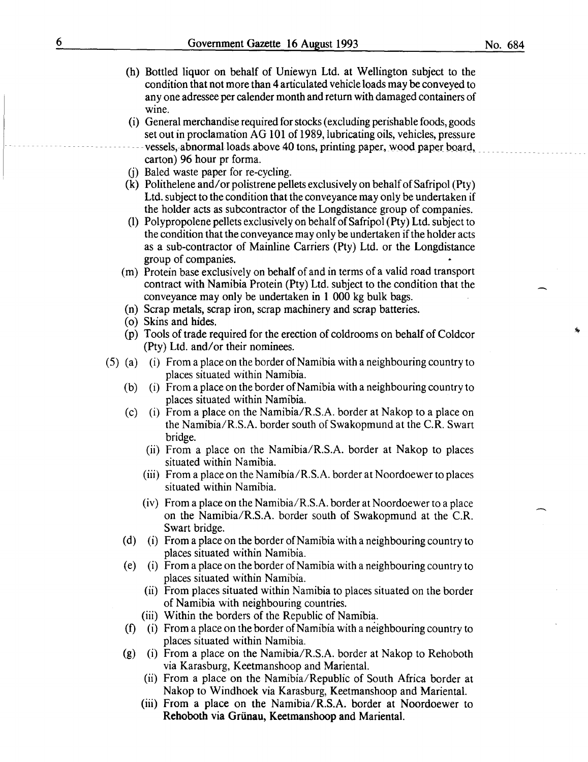(h) Bottled liquor on behalf of Uniewyn Ltd. at Wellington subject to the condition that not more than 4 articulated vehicle loads may be conveyed to any one adressee per calender month and return with damaged containers of wine.

(i) General merchandise required for stocks (excluding perishable foods, goods set out in proclamation AG 101 of 1989, lubricating oils, vehicles, pressure vessels, abnormal loads above 40 tons, printing paper, wood paper board, carton) 96 hour pr forma.

(j) Baled waste paper for re-cycling.

(k) Polithelene and/or polistrene pellets exclusively on behalf of Safripol (Pty) Ltd. subject to the condition that the conveyance may only be undertaken if the holder acts as subcontractor of the Longdistance group of companies.

(l) Polypropolene pellets exclusively on behalf of Safripol (Pty) Ltd. subject to the condition that the conveyance may only be undertaken if the holder acts as a sub-contractor of Mainline Carriers (Pty) Ltd. or the Longdistance group of companies.

(m) Protein base exclusively on behalf of and in terms of a valid road transport contract with Namibia Protein (Pty) Ltd. subject to the condition that the conveyance may only be undertaken in 1 000 kg bulk bags.

(n) Scrap metals, scrap iron, scrap machinery and scrap batteries.

(o) Skins and hides.

(p) Tools of trade required for the erection of coldrooms on behalf of Coldcor (Pty) Ltd. and/or their nominees.

(5) (a) (i) From a place on the border of Namibia with a neighbouring country to places situated within Namibia.

(b) (i) From a place on the border of Namibia with a neighbouring country to places situated within Namibia.

(c) (i) From a place on the Namibia/R.S.A. border at Nakop to a place on the Namibia/R.S.A. border south of Swakopmund at the C.R. Swart bridge.

(ii) From a place on the Namibia/R.S.A. border at Nakop to places situated within Namibia.

(iii) From a place on the Namibia/R.S.A. border at Noordoewer to places situated within Namibia.

(iv) From a place on the Namibia/R.S.A. border at Noordoewer to a place on the Namibia/R.S.A. border south of Swakopmund at the C.R. Swart bridge.

(d) (i) From a place on the border of Namibia with a neighbouring country to places situated within Namibia.

(e) (i) From a place on the border of Namibia with a neighbouring country to places situated within Namibia.

(ii) From places situated within Namibia to places situated on the border of Namibia with neighbouring countries.

(iii) Within the borders of the Republic of Namibia.

(f) (i) From a place on the border of Namibia with a neighbouring country to places situated within Namibia.

(g) (i) From a place on the Namibia/R.S.A. border at Nakop to Rehoboth via Karasburg, Keetmanshoop and Mariental.

(ii) From a place on the Namibia/Republic of South Africa border at Nakop to Windhoek via Karasburg, Keetmanshoop and Mariental.

(iii) From a place on the Namibia/R.S.A. border at Noordoewer to Rehoboth via Grünau, Keetmanshoop and Mariental.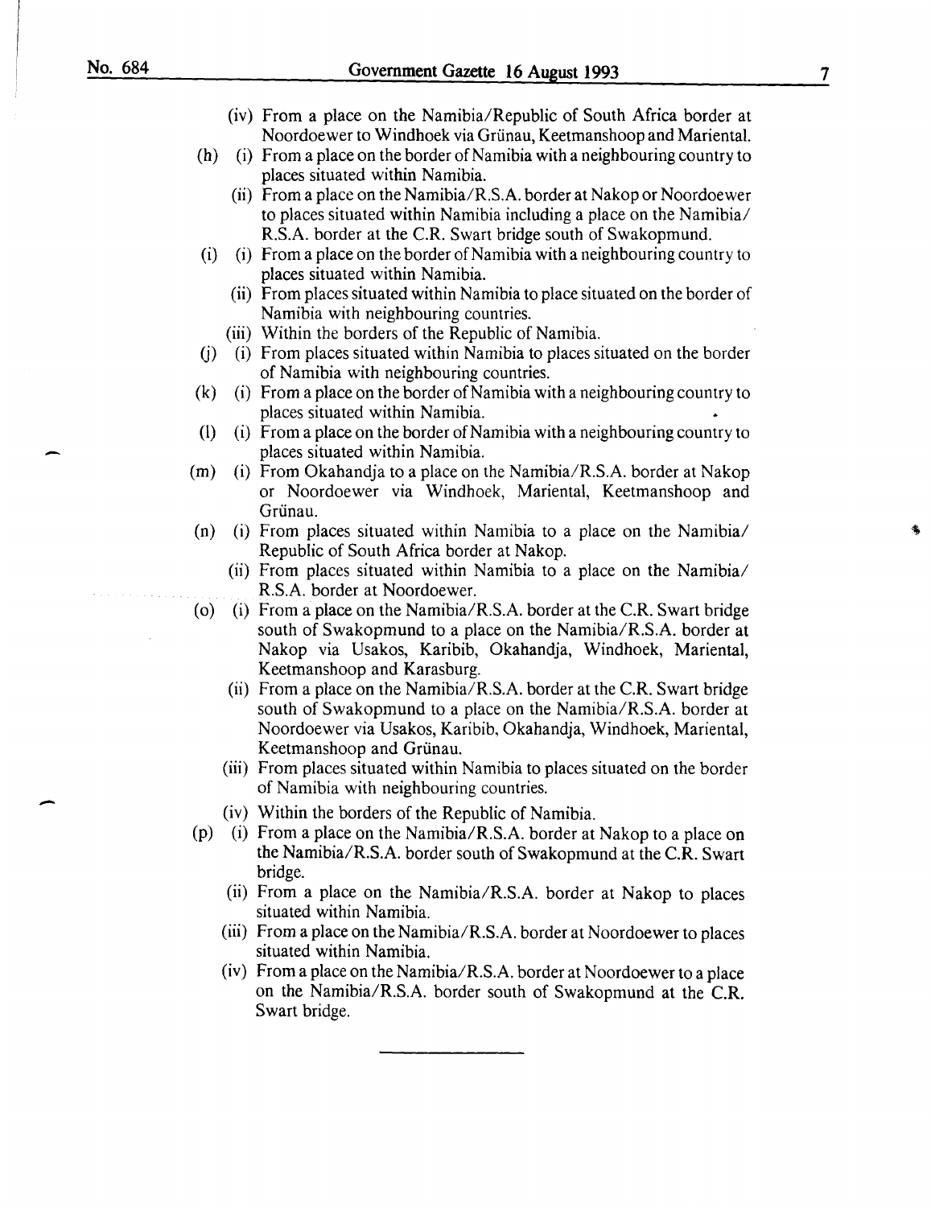(iv) From a place on the Namibia/Republic of South Africa border at Noordoewer to Windhoek via Grünau, Keetmanshoop and Mariental.

(h) (i) From a place on the border of Namibia with a neighbouring country to places situated within Namibia.

(ii) From a place on the Namibia/R.S.A. border at Nakop or Noordoewer to places situated within Namibia including a place on the Namibia/R.S.A. border at the C.R. Swart bridge south of Swakopmund.

(i) (i) From a place on the border of Namibia with a neighbouring country to places situated within Namibia.

(ii) From places situated within Namibia to place situated on the border of Namibia with neighbouring countries.

(iii) Within the borders of the Republic of Namibia.

(j) (i) From places situated within Namibia to places situated on the border of Namibia with neighbouring countries.

(k) (i) From a place on the border of Namibia with a neighbouring country to places situated within Namibia.

(l) (i) From a place on the border of Namibia with a neighbouring country to places situated within Namibia.

(m) (i) From Okahandja to a place on the Namibia/R.S.A. border at Nakop or Noordoewer via Windhoek, Mariental, Keetmanshoop and Grünau.

(n) (i) From places situated within Namibia to a place on the Namibia/Republic of South Africa border at Nakop.

(ii) From places situated within Namibia to a place on the Namibia/R.S.A. border at Noordoewer.

(o) (i) From a place on the Namibia/R.S.A. border at the C.R. Swart bridge south of Swakopmund to a place on the Namibia/R.S.A. border at Nakop via Usakos, Karibib, Okahandja, Windhoek, Mariental, Keetmanshoop and Karasburg.

(ii) From a place on the Namibia/R.S.A. border at the C.R. Swart bridge south of Swakopmund to a place on the Namibia/R.S.A. border at Noordoewer via Usakos, Karibib, Okahandja, Windhoek, Mariental, Keetmanshoop and Grünau.

(iii) From places situated within Namibia to places situated on the border of Namibia with neighbouring countries.

(iv) Within the borders of the Republic of Namibia.

(p) (i) From a place on the Namibia/R.S.A. border at Nakop to a place on the Namibia/R.S.A. border south of Swakopmund at the C.R. Swart bridge.

(ii) From a place on the Namibia/R.S.A. border at Nakop to places situated within Namibia.

(iii) From a place on the Namibia/R.S.A. border at Noordoewer to places situated within Namibia.

(iv) From a place on the Namibia/R.S.A. border at Noordoewer to a place on the Namibia/R.S.A. border south of Swakopmund at the C.R. Swart bridge.

---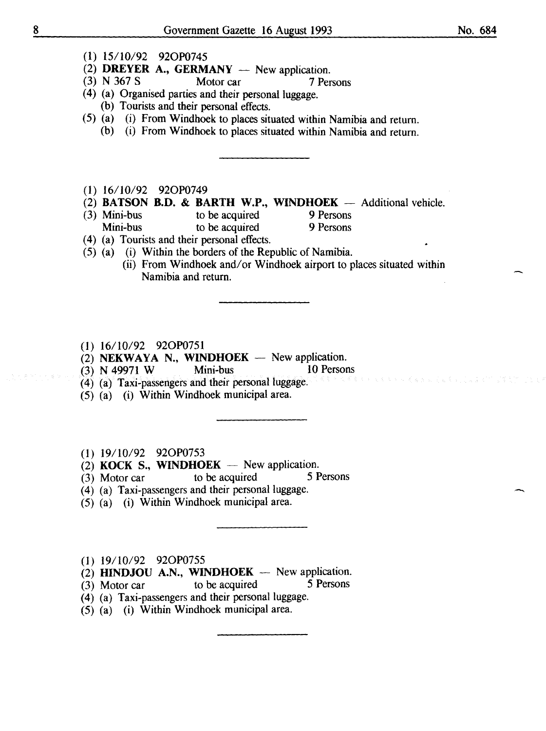(1) 15/10/92 92OP0745

(2) **DREYER A., GERMANY** — New application.

(3) N 367 S Motor car 7 Persons

(4) (a) Organised parties and their personal luggage.

(b) Tourists and their personal effects.

(5) (a) (i) From Windhoek to places situated within Namibia and return.

(b) (i) From Windhoek to places situated within Namibia and return.

---

(1) 16/10/92 92OP0749

(2) **BATSON B.D. & BARTH W.P., WINDHOEK** — Additional vehicle.

(3) Mini-bus to be acquired 9 Persons

Mini-bus to be acquired 9 Persons

(4) (a) Tourists and their personal effects.

(5) (a) (i) Within the borders of the Republic of Namibia.

(ii) From Windhoek and/or Windhoek airport to places situated within Namibia and return.

---

(1) 16/10/92 92OP0751

(2) **NEKWAYA N., WINDHOEK** — New application.

(3) N 49971 W Mini-bus 10 Persons

(4) (a) Taxi-passengers and their personal luggage.

(5) (a) (i) Within Windhoek municipal area.

---

(1) 19/10/92 92OP0753

(2) **KOCK S., WINDHOEK** — New application.

(3) Motor car to be acquired 5 Persons

(4) (a) Taxi-passengers and their personal luggage.

(5) (a) (i) Within Windhoek municipal area.

---

(1) 19/10/92 92OP0755

(2) **HINDJOU A.N., WINDHOEK** — New application.

(3) Motor car to be acquired 5 Persons

(4) (a) Taxi-passengers and their personal luggage.

(5) (a) (i) Within Windhoek municipal area.

---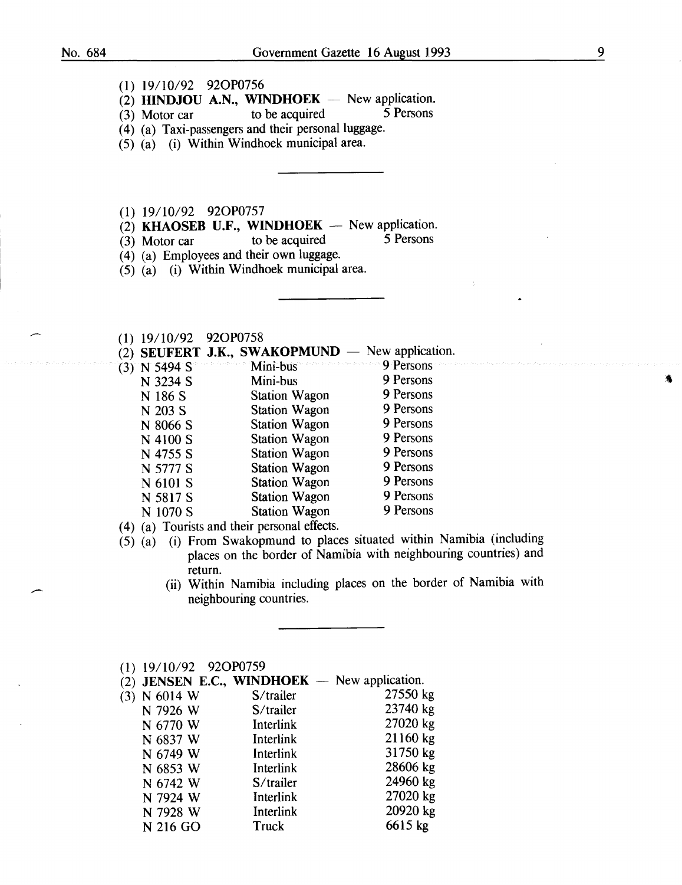(1) 19/10/92 92OP0756

(2) **HINDJOU A.N., WINDHOEK** — New application.

(3) Motor car to be acquired 5 Persons

(4) (a) Taxi-passengers and their personal luggage.

(5) (a) (i) Within Windhoek municipal area.

---

(1) 19/10/92 92OP0757

(2) **KHAOSEB U.F., WINDHOEK** — New application.

(3) Motor car to be acquired 5 Persons

(4) (a) Employees and their own luggage.

(5) (a) (i) Within Windhoek municipal area.

---

(1) 19/10/92 92OP0758

(2) **SEUFERT J.K., SWAKOPMUND** — New application.

(3)

| | | |
|---|---|---|
| N 5494 S | Mini-bus | 9 Persons |
| N 3234 S | Mini-bus | 9 Persons |
| N 186 S | Station Wagon | 9 Persons |
| N 203 S | Station Wagon | 9 Persons |
| N 8066 S | Station Wagon | 9 Persons |
| N 4100 S | Station Wagon | 9 Persons |
| N 4755 S | Station Wagon | 9 Persons |
| N 5777 S | Station Wagon | 9 Persons |
| N 6101 S | Station Wagon | 9 Persons |
| N 5817 S | Station Wagon | 9 Persons |
| N 1070 S | Station Wagon | 9 Persons |

(4) (a) Tourists and their personal effects.

(5) (a) (i) From Swakopmund to places situated within Namibia (including places on the border of Namibia with neighbouring countries) and return.

(ii) Within Namibia including places on the border of Namibia with neighbouring countries.

---

(1) 19/10/92 92OP0759

(2) **JENSEN E.C., WINDHOEK** — New application.

(3)

| | | |
|---|---|---|
| N 6014 W | S/trailer | 27550 kg |
| N 7926 W | S/trailer | 23740 kg |
| N 6770 W | Interlink | 27020 kg |
| N 6837 W | Interlink | 21160 kg |
| N 6749 W | Interlink | 31750 kg |
| N 6853 W | Interlink | 28606 kg |
| N 6742 W | S/trailer | 24960 kg |
| N 7924 W | Interlink | 27020 kg |
| N 7928 W | Interlink | 20920 kg |
| N 216 GO | Truck | 6615 kg |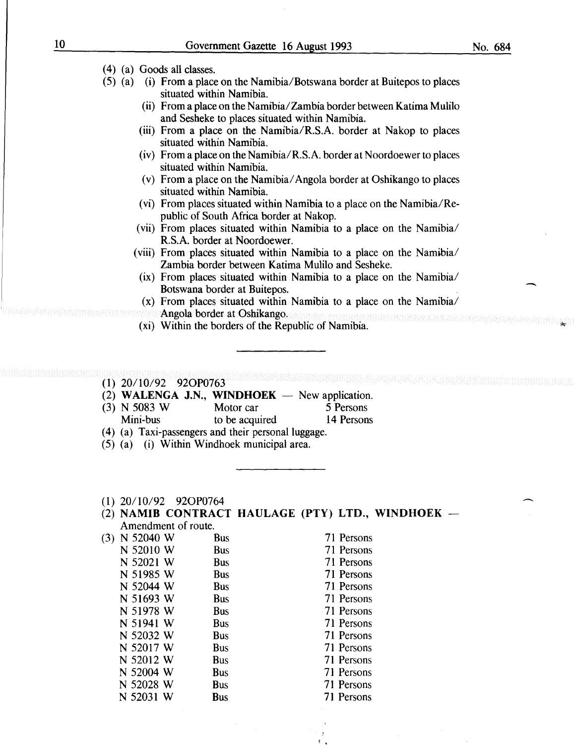(4) (a) Goods all classes.

(5) (a) (i) From a place on the Namibia/Botswana border at Buitepos to places situated within Namibia.

(ii) From a place on the Namibia/Zambia border between Katima Mulilo and Sesheke to places situated within Namibia.

(iii) From a place on the Namibia/R.S.A. border at Nakop to places situated within Namibia.

(iv) From a place on the Namibia/R.S.A. border at Noordoewer to places situated within Namibia.

(v) From a place on the Namibia/Angola border at Oshikango to places situated within Namibia.

(vi) From places situated within Namibia to a place on the Namibia/Republic of South Africa border at Nakop.

(vii) From places situated within Namibia to a place on the Namibia/R.S.A. border at Noordoewer.

(viii) From places situated within Namibia to a place on the Namibia/Zambia border between Katima Mulilo and Sesheke.

(ix) From places situated within Namibia to a place on the Namibia/Botswana border at Buitepos.

(x) From places situated within Namibia to a place on the Namibia/Angola border at Oshikango.

(xi) Within the borders of the Republic of Namibia.

---

(1) 20/10/92 92OP0763

(2) **WALENGA J.N., WINDHOEK** — New application.

| (3) N 5083 W | Motor car | 5 Persons |
|---|---|---|
| Mini-bus | to be acquired | 14 Persons |

(4) (a) Taxi-passengers and their personal luggage.

(5) (a) (i) Within Windhoek municipal area.

---

(1) 20/10/92 92OP0764

(2) **NAMIB CONTRACT HAULAGE (PTY) LTD., WINDHOEK** — Amendment of route.

| (3) N 52040 W | Bus | 71 Persons |
|---|---|---|
| N 52010 W | Bus | 71 Persons |
| N 52021 W | Bus | 71 Persons |
| N 51985 W | Bus | 71 Persons |
| N 52044 W | Bus | 71 Persons |
| N 51693 W | Bus | 71 Persons |
| N 51978 W | Bus | 71 Persons |
| N 51941 W | Bus | 71 Persons |
| N 52032 W | Bus | 71 Persons |
| N 52017 W | Bus | 71 Persons |
| N 52012 W | Bus | 71 Persons |
| N 52004 W | Bus | 71 Persons |
| N 52028 W | Bus | 71 Persons |
| N 52031 W | Bus | 71 Persons |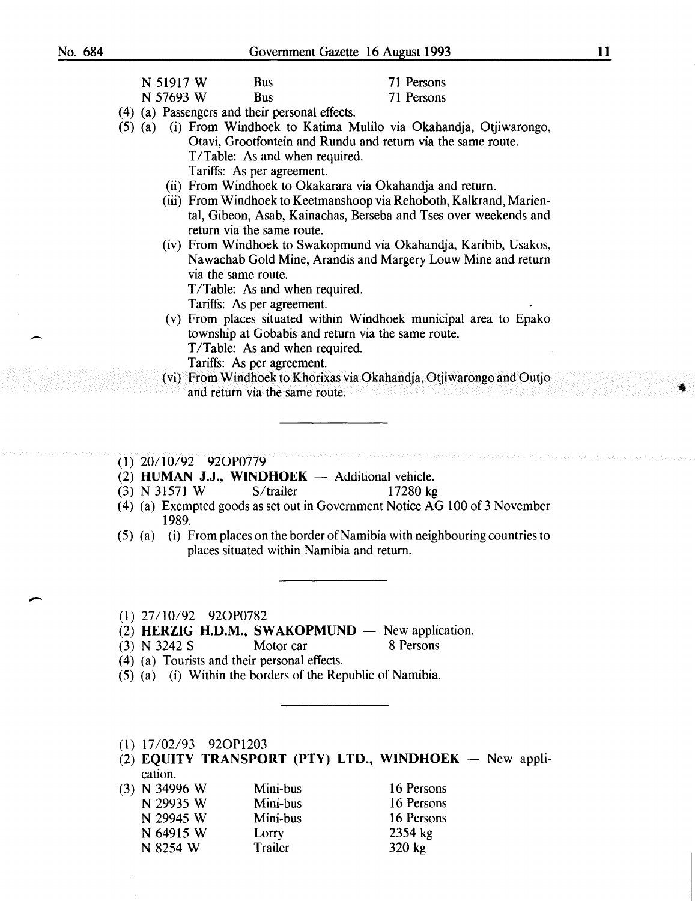| | | |
|---|---|---|
| N 51917 W | Bus | 71 Persons |
| N 57693 W | Bus | 71 Persons |

(4) (a) Passengers and their personal effects.

(5) (a) (i) From Windhoek to Katima Mulilo via Okahandja, Otjiwarongo, Otavi, Grootfontein and Rundu and return via the same route.
T/Table: As and when required.
Tariffs: As per agreement.

(ii) From Windhoek to Okakarara via Okahandja and return.

(iii) From Windhoek to Keetmanshoop via Rehoboth, Kalkrand, Mariental, Gibeon, Asab, Kainachas, Berseba and Tses over weekends and return via the same route.

(iv) From Windhoek to Swakopmund via Okahandja, Karibib, Usakos, Nawachab Gold Mine, Arandis and Margery Louw Mine and return via the same route.
T/Table: As and when required.
Tariffs: As per agreement.

(v) From places situated within Windhoek municipal area to Epako township at Gobabis and return via the same route.
T/Table: As and when required.
Tariffs: As per agreement.

(vi) From Windhoek to Khorixas via Okahandja, Otjiwarongo and Outjo and return via the same route.

---

(1) 20/10/92 92OP0779

(2) **HUMAN J.J., WINDHOEK** — Additional vehicle.

(3) N 31571 W S/trailer 17280 kg

(4) (a) Exempted goods as set out in Government Notice AG 100 of 3 November 1989.

(5) (a) (i) From places on the border of Namibia with neighbouring countries to places situated within Namibia and return.

---

(1) 27/10/92 92OP0782

(2) **HERZIG H.D.M., SWAKOPMUND** — New application.

(3) N 3242 S Motor car 8 Persons

(4) (a) Tourists and their personal effects.

(5) (a) (i) Within the borders of the Republic of Namibia.

---

(1) 17/02/93 92OP1203

(2) **EQUITY TRANSPORT (PTY) LTD., WINDHOEK** — New application.

(3)

| | | |
|---|---|---|
| N 34996 W | Mini-bus | 16 Persons |
| N 29935 W | Mini-bus | 16 Persons |
| N 29945 W | Mini-bus | 16 Persons |
| N 64915 W | Lorry | 2354 kg |
| N 8254 W | Trailer | 320 kg |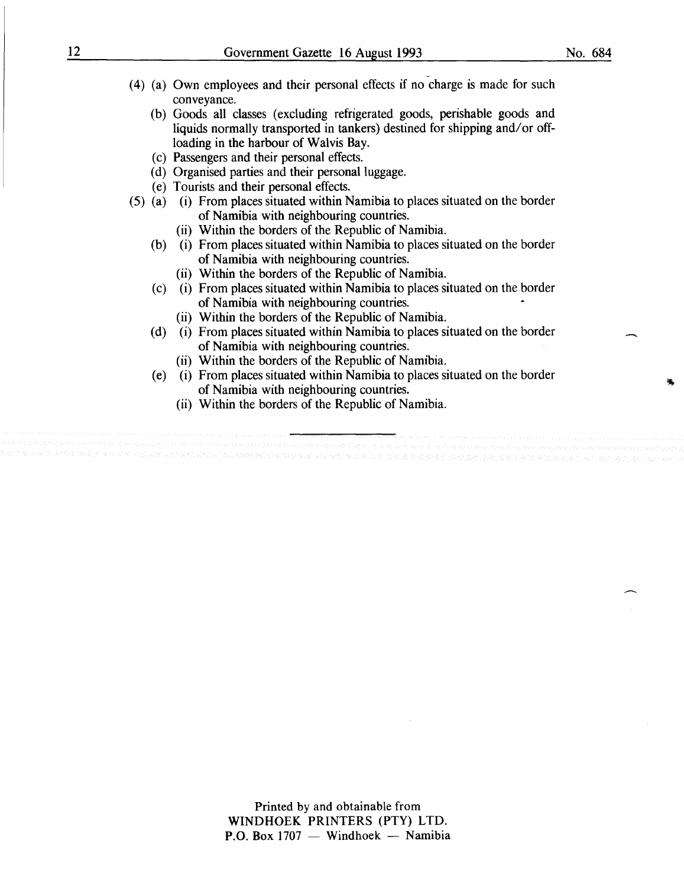(4) (a) Own employees and their personal effects if no charge is made for such conveyance.

(b) Goods all classes (excluding refrigerated goods, perishable goods and liquids normally transported in tankers) destined for shipping and/or off-loading in the harbour of Walvis Bay.

(c) Passengers and their personal effects.

(d) Organised parties and their personal luggage.

(e) Tourists and their personal effects.

(5) (a) (i) From places situated within Namibia to places situated on the border of Namibia with neighbouring countries.

(ii) Within the borders of the Republic of Namibia.

(b) (i) From places situated within Namibia to places situated on the border of Namibia with neighbouring countries.

(ii) Within the borders of the Republic of Namibia.

(c) (i) From places situated within Namibia to places situated on the border of Namibia with neighbouring countries.

(ii) Within the borders of the Republic of Namibia.

(d) (i) From places situated within Namibia to places situated on the border of Namibia with neighbouring countries.

(ii) Within the borders of the Republic of Namibia.

(e) (i) From places situated within Namibia to places situated on the border of Namibia with neighbouring countries.

(ii) Within the borders of the Republic of Namibia.

---

Printed by and obtainable from
WINDHOEK PRINTERS (PTY) LTD.
P.O. Box 1707 — Windhoek — Namibia